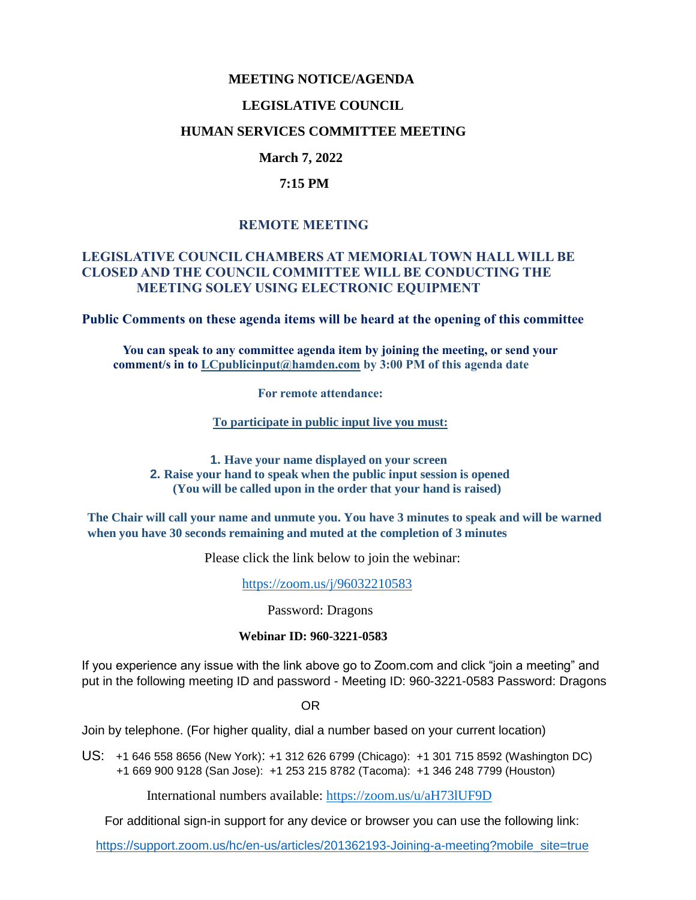# MEETING NOTICE/AGENDA

## LEGISLATIVE COUNCIL

## HUMAN SERVICES COMMITTEE MEETING

**March 7, 2022**

**7:15 PM**

## REMOTE MEETING

**LEGISLATIVE COUNCIL CHAMBERS AT MEMORIAL TOWN HALL WILL BE CLOSED AND THE COUNCIL COMMITTEE WILL BE CONDUCTING THE MEETING SOLEY USING ELECTRONIC EQUIPMENT**

**Public Comments on these agenda items will be heard at the opening of this committee**

**You can speak to any committee agenda item by joining the meeting, or send your comment/s in to LCpublicinput@hamden.com by 3:00 PM of this agenda date**

**For remote attendance:**

**To participate in public input live you must:**

1. **Have your name displayed on your screen**
2. **Raise your hand to speak when the public input session is opened (You will be called upon in the order that your hand is raised)**

**The Chair will call your name and unmute you. You have 3 minutes to speak and will be warned when you have 30 seconds remaining and muted at the completion of 3 minutes**

Please click the link below to join the webinar:

https://zoom.us/j/96032210583

Password: Dragons

**Webinar ID: 960-3221-0583**

If you experience any issue with the link above go to Zoom.com and click "join a meeting" and put in the following meeting ID and password - Meeting ID: 960-3221-0583 Password: Dragons

OR

Join by telephone. (For higher quality, dial a number based on your current location)

US: +1 646 558 8656 (New York): +1 312 626 6799 (Chicago): +1 301 715 8592 (Washington DC) +1 669 900 9128 (San Jose): +1 253 215 8782 (Tacoma): +1 346 248 7799 (Houston)

International numbers available: https://zoom.us/u/aH73lUF9D

For additional sign-in support for any device or browser you can use the following link:

https://support.zoom.us/hc/en-us/articles/201362193-Joining-a-meeting?mobile_site=true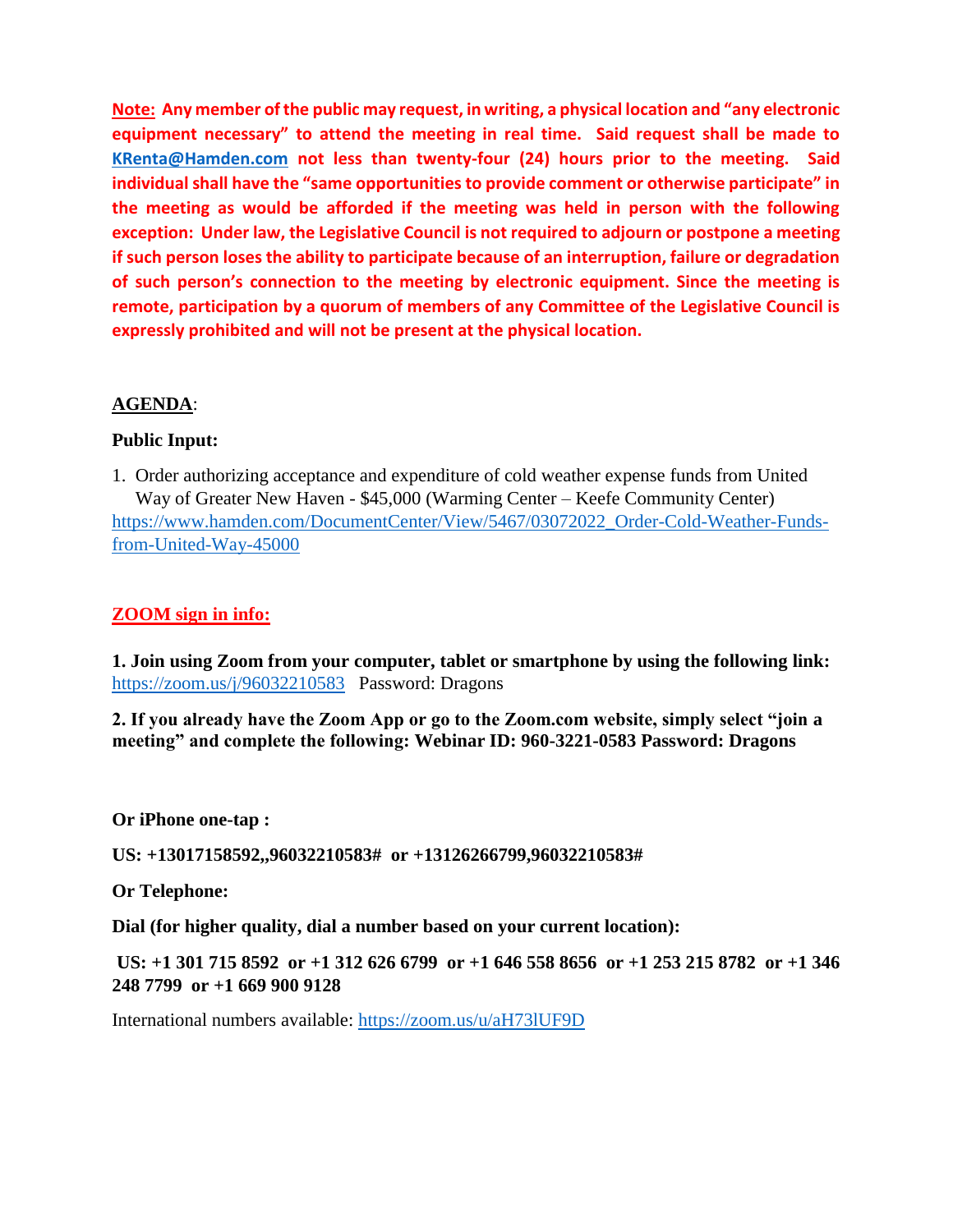**Note: Any member of the public may request, in writing, a physical location and "any electronic equipment necessary" to attend the meeting in real time. Said request shall be made to KRenta@Hamden.com not less than twenty-four (24) hours prior to the meeting. Said individual shall have the "same opportunities to provide comment or otherwise participate" in the meeting as would be afforded if the meeting was held in person with the following exception: Under law, the Legislative Council is not required to adjourn or postpone a meeting if such person loses the ability to participate because of an interruption, failure or degradation of such person's connection to the meeting by electronic equipment. Since the meeting is remote, participation by a quorum of members of any Committee of the Legislative Council is expressly prohibited and will not be present at the physical location.**

**AGENDA**:

**Public Input:**

1. Order authorizing acceptance and expenditure of cold weather expense funds from United Way of Greater New Haven - $45,000 (Warming Center – Keefe Community Center)
https://www.hamden.com/DocumentCenter/View/5467/03072022_Order-Cold-Weather-Funds-from-United-Way-45000

**ZOOM sign in info:**

**1. Join using Zoom from your computer, tablet or smartphone by using the following link:** https://zoom.us/j/96032210583 Password: Dragons

**2. If you already have the Zoom App or go to the Zoom.com website, simply select "join a meeting" and complete the following: Webinar ID: 960-3221-0583 Password: Dragons**

**Or iPhone one-tap :**

**US: +13017158592,,96032210583# or +13126266799,96032210583#**

**Or Telephone:**

**Dial (for higher quality, dial a number based on your current location):**

**US: +1 301 715 8592 or +1 312 626 6799 or +1 646 558 8656 or +1 253 215 8782 or +1 346 248 7799 or +1 669 900 9128**

International numbers available: https://zoom.us/u/aH73lUF9D